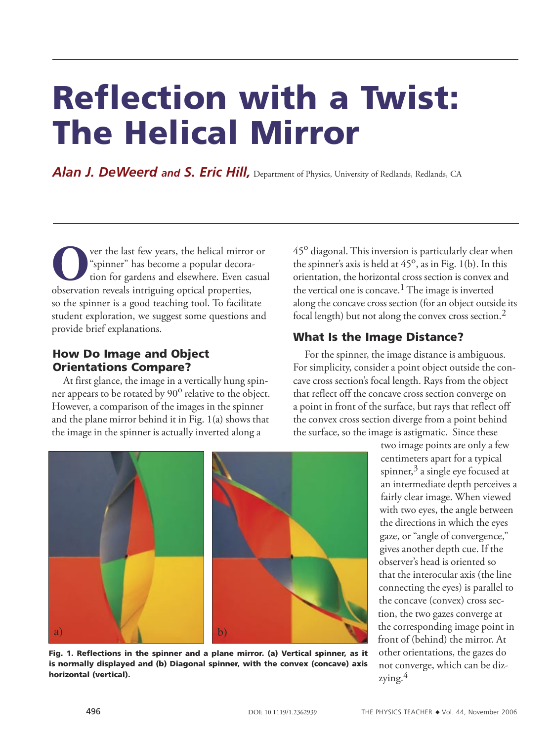# Reflection with a Twist: The Helical Mirror

***Alan J. DeWeerd*** **and** ***S. Eric Hill,*** Department of Physics, University of Redlands, Redlands, CA

Over the last few years, the helical mirror or "spinner" has become a popular decoration for gardens and elsewhere. Even casual observation reveals intriguing optical properties, so the spinner is a good teaching tool. To facilitate student exploration, we suggest some questions and provide brief explanations.

## How Do Image and Object Orientations Compare?

At first glance, the image in a vertically hung spinner appears to be rotated by 90° relative to the object. However, a comparison of the images in the spinner and the plane mirror behind it in Fig. 1(a) shows that the image in the spinner is actually inverted along a 45° diagonal. This inversion is particularly clear when the spinner's axis is held at 45°, as in Fig. 1(b). In this orientation, the horizontal cross section is convex and the vertical one is concave.[1] The image is inverted along the concave cross section (for an object outside its focal length) but not along the convex cross section.[2]

## What Is the Image Distance?

For the spinner, the image distance is ambiguous. For simplicity, consider a point object outside the concave cross section's focal length. Rays from the object that reflect off the concave cross section converge on a point in front of the surface, but rays that reflect off the convex cross section diverge from a point behind the surface, so the image is astigmatic. Since these two image points are only a few centimeters apart for a typical spinner,[3] a single eye focused at an intermediate depth perceives a fairly clear image. When viewed with two eyes, the angle between the directions in which the eyes gaze, or "angle of convergence," gives another depth cue. If the observer's head is oriented so that the interocular axis (the line connecting the eyes) is parallel to the concave (convex) cross section, the two gazes converge at the corresponding image point in front of (behind) the mirror. At other orientations, the gazes do not converge, which can be dizzying.[4]

**Fig. 1. Reflections in the spinner and a plane mirror. (a) Vertical spinner, as it is normally displayed and (b) Diagonal spinner, with the convex (concave) axis horizontal (vertical).**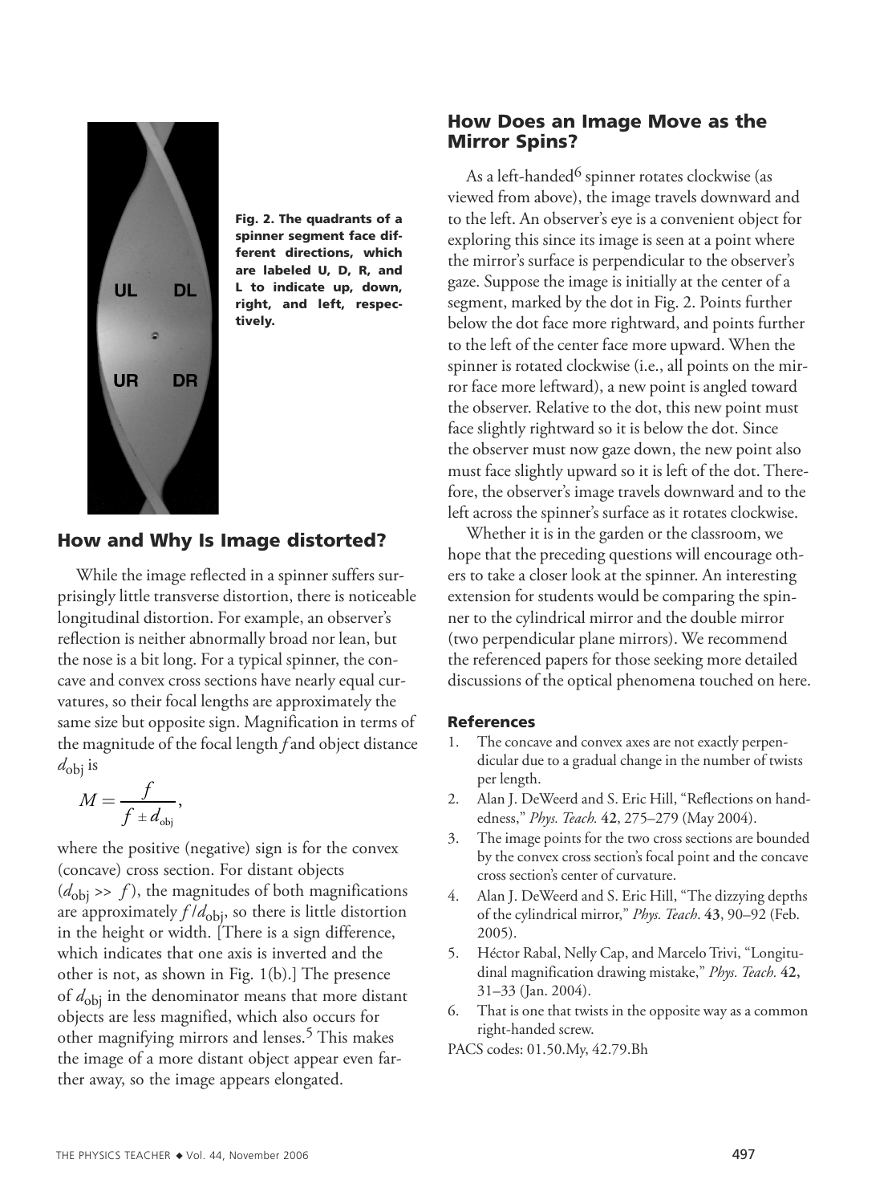UL DL

UR DR

Fig. 2. The quadrants of a spinner segment face different directions, which are labeled U, D, R, and L to indicate up, down, right, and left, respectively.

## How and Why Is Image distorted?

While the image reflected in a spinner suffers surprisingly little transverse distortion, there is noticeable longitudinal distortion. For example, an observer's reflection is neither abnormally broad nor lean, but the nose is a bit long. For a typical spinner, the concave and convex cross sections have nearly equal curvatures, so their focal lengths are approximately the same size but opposite sign. Magnification in terms of the magnitude of the focal length *f* and object distance $d_{\text{obj}}$ is

$$M = \frac{f}{f \pm d_{\text{obj}}},$$

where the positive (negative) sign is for the convex (concave) cross section. For distant objects ($d_{\text{obj}} >> f$), the magnitudes of both magnifications are approximately $f/d_{\text{obj}}$, so there is little distortion in the height or width. [There is a sign difference, which indicates that one axis is inverted and the other is not, as shown in Fig. 1(b).] The presence of $d_{\text{obj}}$ in the denominator means that more distant objects are less magnified, which also occurs for other magnifying mirrors and lenses.[5] This makes the image of a more distant object appear even farther away, so the image appears elongated.

## How Does an Image Move as the Mirror Spins?

As a left-handed[6] spinner rotates clockwise (as viewed from above), the image travels downward and to the left. An observer's eye is a convenient object for exploring this since its image is seen at a point where the mirror's surface is perpendicular to the observer's gaze. Suppose the image is initially at the center of a segment, marked by the dot in Fig. 2. Points further below the dot face more rightward, and points further to the left of the center face more upward. When the spinner is rotated clockwise (i.e., all points on the mirror face more leftward), a new point is angled toward the observer. Relative to the dot, this new point must face slightly rightward so it is below the dot. Since the observer must now gaze down, the new point also must face slightly upward so it is left of the dot. Therefore, the observer's image travels downward and to the left across the spinner's surface as it rotates clockwise.

Whether it is in the garden or the classroom, we hope that the preceding questions will encourage others to take a closer look at the spinner. An interesting extension for students would be comparing the spinner to the cylindrical mirror and the double mirror (two perpendicular plane mirrors). We recommend the referenced papers for those seeking more detailed discussions of the optical phenomena touched on here.

### References

1. The concave and convex axes are not exactly perpendicular due to a gradual change in the number of twists per length.
2. Alan J. DeWeerd and S. Eric Hill, "Reflections on handedness," *Phys. Teach.* **42**, 275–279 (May 2004).
3. The image points for the two cross sections are bounded by the convex cross section's focal point and the concave cross section's center of curvature.
4. Alan J. DeWeerd and S. Eric Hill, "The dizzying depths of the cylindrical mirror," *Phys. Teach*. **43**, 90–92 (Feb. 2005).
5. Héctor Rabal, Nelly Cap, and Marcelo Trivi, "Longitudinal magnification drawing mistake," *Phys. Teach.* **42**, 31–33 (Jan. 2004).
6. That is one that twists in the opposite way as a common right-handed screw.

PACS codes: 01.50.My, 42.79.Bh